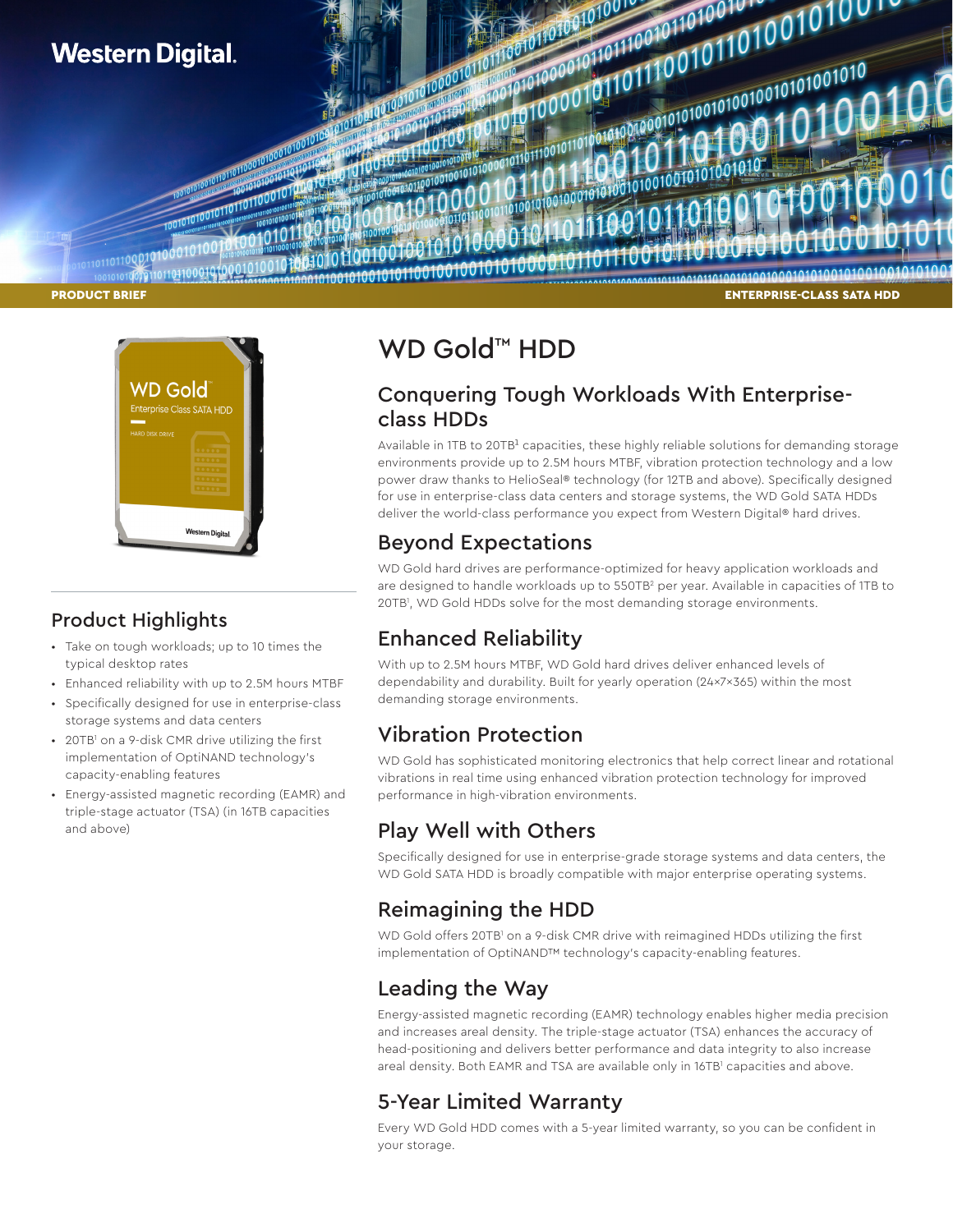Western Digital.

PRODUCT BRIEF

ENTERPRISE-CLASS SATA HDD

# WD Gold™ HDD

## Conquering Tough Workloads With Enterprise-class HDDs

Available in 1TB to 20TB[1] capacities, these highly reliable solutions for demanding storage environments provide up to 2.5M hours MTBF, vibration protection technology and a low power draw thanks to HelioSeal® technology (for 12TB and above). Specifically designed for use in enterprise-class data centers and storage systems, the WD Gold SATA HDDs deliver the world-class performance you expect from Western Digital® hard drives.

## Beyond Expectations

WD Gold hard drives are performance-optimized for heavy application workloads and are designed to handle workloads up to 550TB[2] per year. Available in capacities of 1TB to 20TB[1], WD Gold HDDs solve for the most demanding storage environments.

## Enhanced Reliability

With up to 2.5M hours MTBF, WD Gold hard drives deliver enhanced levels of dependability and durability. Built for yearly operation (24×7×365) within the most demanding storage environments.

## Vibration Protection

WD Gold has sophisticated monitoring electronics that help correct linear and rotational vibrations in real time using enhanced vibration protection technology for improved performance in high-vibration environments.

## Play Well with Others

Specifically designed for use in enterprise-grade storage systems and data centers, the WD Gold SATA HDD is broadly compatible with major enterprise operating systems.

## Reimagining the HDD

WD Gold offers 20TB[1] on a 9-disk CMR drive with reimagined HDDs utilizing the first implementation of OptiNAND™ technology's capacity-enabling features.

## Leading the Way

Energy-assisted magnetic recording (EAMR) technology enables higher media precision and increases areal density. The triple-stage actuator (TSA) enhances the accuracy of head-positioning and delivers better performance and data integrity to also increase areal density. Both EAMR and TSA are available only in 16TB[1] capacities and above.

## 5-Year Limited Warranty

Every WD Gold HDD comes with a 5-year limited warranty, so you can be confident in your storage.

## Product Highlights

- Take on tough workloads; up to 10 times the typical desktop rates
- Enhanced reliability with up to 2.5M hours MTBF
- Specifically designed for use in enterprise-class storage systems and data centers
- 20TB[1] on a 9-disk CMR drive utilizing the first implementation of OptiNAND technology's capacity-enabling features
- Energy-assisted magnetic recording (EAMR) and triple-stage actuator (TSA) (in 16TB capacities and above)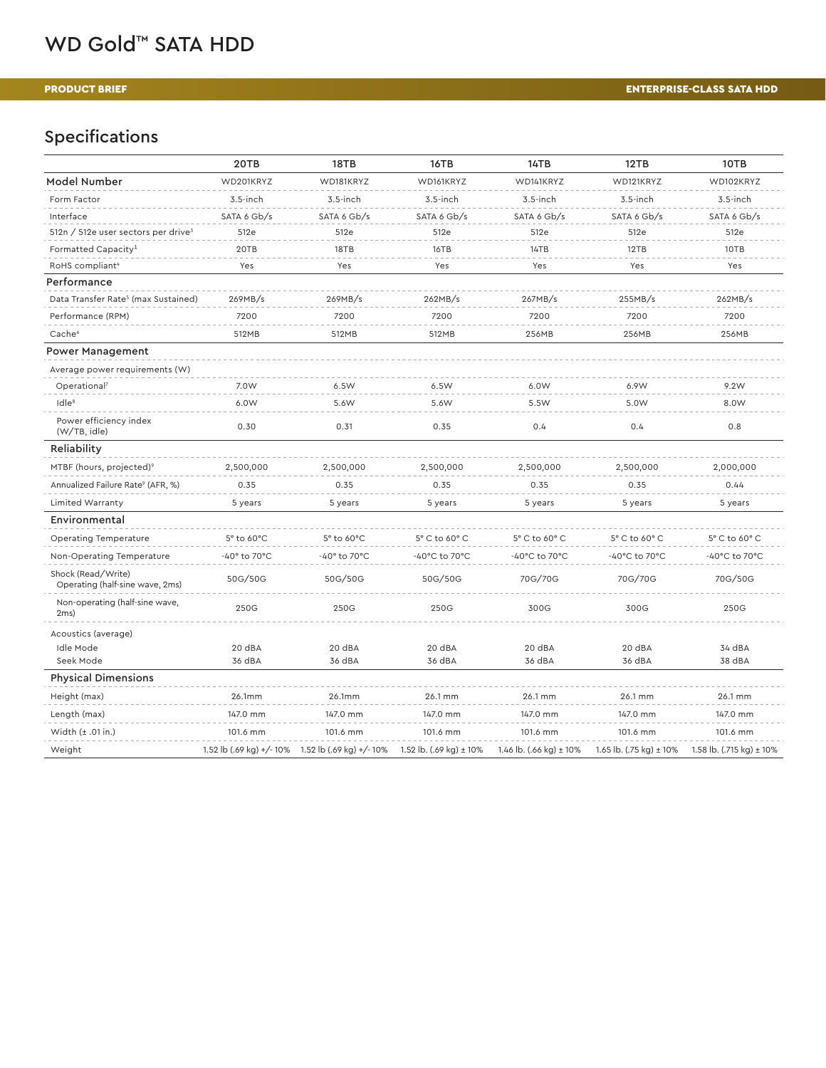# WD Gold™ SATA HDD

**PRODUCT BRIEF** — **ENTERPRISE-CLASS SATA HDD**

## Specifications

| | 20TB | 18TB | 16TB | 14TB | 12TB | 10TB |
|---|---|---|---|---|---|---|
| **Model Number** | WD201KRYZ | WD181KRYZ | WD161KRYZ | WD141KRYZ | WD121KRYZ | WD102KRYZ |
| Form Factor | 3.5-inch | 3.5-inch | 3.5-inch | 3.5-inch | 3.5-inch | 3.5-inch |
| Interface | SATA 6 Gb/s | SATA 6 Gb/s | SATA 6 Gb/s | SATA 6 Gb/s | SATA 6 Gb/s | SATA 6 Gb/s |
| 512n / 512e user sectors per drive[3] | 512e | 512e | 512e | 512e | 512e | 512e |
| Formatted Capacity[1] | 20TB | 18TB | 16TB | 14TB | 12TB | 10TB |
| RoHS compliant[4] | Yes | Yes | Yes | Yes | Yes | Yes |
| **Performance** | | | | | | |
| Data Transfer Rate[5] (max Sustained) | 269MB/s | 269MB/s | 262MB/s | 267MB/s | 255MB/s | 262MB/s |
| Performance (RPM) | 7200 | 7200 | 7200 | 7200 | 7200 | 7200 |
| Cache[6] | 512MB | 512MB | 512MB | 256MB | 256MB | 256MB |
| **Power Management** | | | | | | |
| Average power requirements (W) | | | | | | |
| Operational[7] | 7.0W | 6.5W | 6.5W | 6.0W | 6.9W | 9.2W |
| Idle[8] | 6.0W | 5.6W | 5.6W | 5.5W | 5.0W | 8.0W |
| Power efficiency index (W/TB, idle) | 0.30 | 0.31 | 0.35 | 0.4 | 0.4 | 0.8 |
| **Reliability** | | | | | | |
| MTBF (hours, projected)[9] | 2,500,000 | 2,500,000 | 2,500,000 | 2,500,000 | 2,500,000 | 2,000,000 |
| Annualized Failure Rate[9] (AFR, %) | 0.35 | 0.35 | 0.35 | 0.35 | 0.35 | 0.44 |
| Limited Warranty | 5 years | 5 years | 5 years | 5 years | 5 years | 5 years |
| **Environmental** | | | | | | |
| Operating Temperature | 5° to 60°C | 5° to 60°C | 5° C to 60° C | 5° C to 60° C | 5° C to 60° C | 5° C to 60° C |
| Non-Operating Temperature | -40° to 70°C | -40° to 70°C | -40°C to 70°C | -40°C to 70°C | -40°C to 70°C | -40°C to 70°C |
| Shock (Read/Write) Operating (half-sine wave, 2ms) | 50G/50G | 50G/50G | 50G/50G | 70G/70G | 70G/70G | 70G/50G |
| Non-operating (half-sine wave, 2ms) | 250G | 250G | 250G | 300G | 300G | 250G |
| Acoustics (average) | | | | | | |
| Idle Mode | 20 dBA | 20 dBA | 20 dBA | 20 dBA | 20 dBA | 34 dBA |
| Seek Mode | 36 dBA | 36 dBA | 36 dBA | 36 dBA | 36 dBA | 38 dBA |
| **Physical Dimensions** | | | | | | |
| Height (max) | 26.1mm | 26.1mm | 26.1 mm | 26.1 mm | 26.1 mm | 26.1 mm |
| Length (max) | 147.0 mm | 147.0 mm | 147.0 mm | 147.0 mm | 147.0 mm | 147.0 mm |
| Width (± .01 in.) | 101.6 mm | 101.6 mm | 101.6 mm | 101.6 mm | 101.6 mm | 101.6 mm |
| Weight | 1.52 lb (.69 kg) +/- 10% | 1.52 lb (.69 kg) +/- 10% | 1.52 lb. (.69 kg) ± 10% | 1.46 lb. (.66 kg) ± 10% | 1.65 lb. (.75 kg) ± 10% | 1.58 lb. (.715 kg) ± 10% |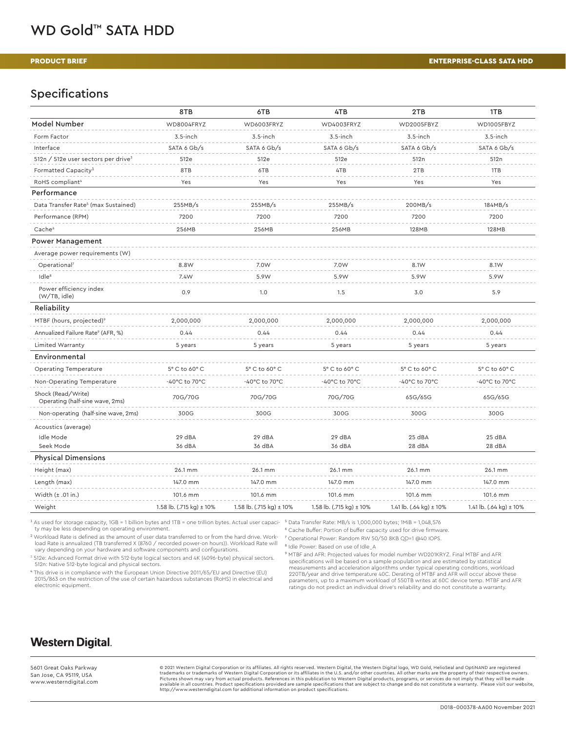# WD Gold™ SATA HDD

**PRODUCT BRIEF** **ENTERPRISE-CLASS SATA HDD**

## Specifications

| | 8TB | 6TB | 4TB | 2TB | 1TB |
|---|---|---|---|---|---|
| **Model Number** | WD8004FRYZ | WD6003FRYZ | WD4003FRYZ | WD2005FBYZ | WD1005FBYZ |
| Form Factor | 3.5-inch | 3.5-inch | 3.5-inch | 3.5-inch | 3.5-inch |
| Interface | SATA 6 Gb/s | SATA 6 Gb/s | SATA 6 Gb/s | SATA 6 Gb/s | SATA 6 Gb/s |
| 512n / 512e user sectors per drive[3] | 512e | 512e | 512e | 512n | 512n |
| Formatted Capacity[1] | 8TB | 6TB | 4TB | 2TB | 1TB |
| RoHS compliant[4] | Yes | Yes | Yes | Yes | Yes |
| **Performance** | | | | | |
| Data Transfer Rate[5] (max Sustained) | 255MB/s | 255MB/s | 255MB/s | 200MB/s | 184MB/s |
| Performance (RPM) | 7200 | 7200 | 7200 | 7200 | 7200 |
| Cache[6] | 256MB | 256MB | 256MB | 128MB | 128MB |
| **Power Management** | | | | | |
| Average power requirements (W) | | | | | |
| Operational[7] | 8.8W | 7.0W | 7.0W | 8.1W | 8.1W |
| Idle[8] | 7.4W | 5.9W | 5.9W | 5.9W | 5.9W |
| Power efficiency index (W/TB, idle) | 0.9 | 1.0 | 1.5 | 3.0 | 5.9 |
| **Reliability** | | | | | |
| MTBF (hours, projected)[9] | 2,000,000 | 2,000,000 | 2,000,000 | 2,000,000 | 2,000,000 |
| Annualized Failure Rate[9] (AFR, %) | 0.44 | 0.44 | 0.44 | 0.44 | 0.44 |
| Limited Warranty | 5 years | 5 years | 5 years | 5 years | 5 years |
| **Environmental** | | | | | |
| Operating Temperature | 5° C to 60° C | 5° C to 60° C | 5° C to 60° C | 5° C to 60° C | 5° C to 60° C |
| Non-Operating Temperature | -40°C to 70°C | -40°C to 70°C | -40°C to 70°C | -40°C to 70°C | -40°C to 70°C |
| Shock (Read/Write) Operating (half-sine wave, 2ms) | 70G/70G | 70G/70G | 70G/70G | 65G/65G | 65G/65G |
| Non-operating (half-sine wave, 2ms) | 300G | 300G | 300G | 300G | 300G |
| Acoustics (average) | | | | | |
| Idle Mode | 29 dBA | 29 dBA | 29 dBA | 25 dBA | 25 dBA |
| Seek Mode | 36 dBA | 36 dBA | 36 dBA | 28 dBA | 28 dBA |
| **Physical Dimensions** | | | | | |
| Height (max) | 26.1 mm | 26.1 mm | 26.1 mm | 26.1 mm | 26.1 mm |
| Length (max) | 147.0 mm | 147.0 mm | 147.0 mm | 147.0 mm | 147.0 mm |
| Width (± .01 in.) | 101.6 mm | 101.6 mm | 101.6 mm | 101.6 mm | 101.6 mm |
| Weight | 1.58 lb. (.715 kg) ± 10% | 1.58 lb. (.715 kg) ± 10% | 1.58 lb. (.715 kg) ± 10% | 1.41 lb. (.64 kg) ± 10% | 1.41 lb. (.64 kg) ± 10% |

[1] As used for storage capacity, 1GB = 1 billion bytes and 1TB = one trillion bytes. Actual user capacity may be less depending on operating environment.

[2] Workload Rate is defined as the amount of user data transferred to or from the hard drive. Workload Rate is annualized (TB transferred X (8760 / recorded power-on hours)). Workload Rate will vary depending on your hardware and software components and configurations.

[3] 512e: Advanced Format drive with 512-byte logical sectors and 4K (4096-byte) physical sectors. 512n: Native 512-byte logical and physical sectors.

[4] This drive is in compliance with the European Union Directive 2011/65/EU and Directive (EU) 2015/863 on the restriction of the use of certain hazardous substances (RoHS) in electrical and electronic equipment.

[5] Data Transfer Rate: MB/s is 1,000,000 bytes; 1MiB = 1,048,576

[6] Cache Buffer: Portion of buffer capacity used for drive firmware.

[7] Operational Power: Random RW 50/50 8KB QD=1 @40 IOPS.

[8] Idle Power: Based on use of Idle_A

[9] MTBF and AFR: Projected values for model number WD201KRYZ. Final MTBF and AFR specifications will be based on a sample population and are estimated by statistical measurements and acceleration algorithms under typical operating conditions, workload 220TB/year and drive temperature 40C. Derating of MTBF and AFR will occur above these parameters, up to a maximum workload of 550TB writes at 60C device temp. MTBF and AFR ratings do not predict an individual drive's reliability and do not constitute a warranty.

**Western Digital.**

5601 Great Oaks Parkway
San Jose, CA 95119, USA
www.westerndigital.com

© 2021 Western Digital Corporation or its affiliates. All rights reserved. Western Digital, the Western Digital logo, WD Gold, HelioSeal and OptiNAND are registered trademarks or trademarks of Western Digital Corporation or its affiliates in the U.S. and/or other countries. All other marks are the property of their respective owners. Pictures shown may vary from actual products. References in this publication to Western Digital products, programs, or services do not imply that they will be made available in all countries. Product specifications provided are sample specifications that are subject to change and do not constitute a warranty. Please visit our website, http://www.westerndigital.com for additional information on product specifications.

D018-000378-AA00 November 2021